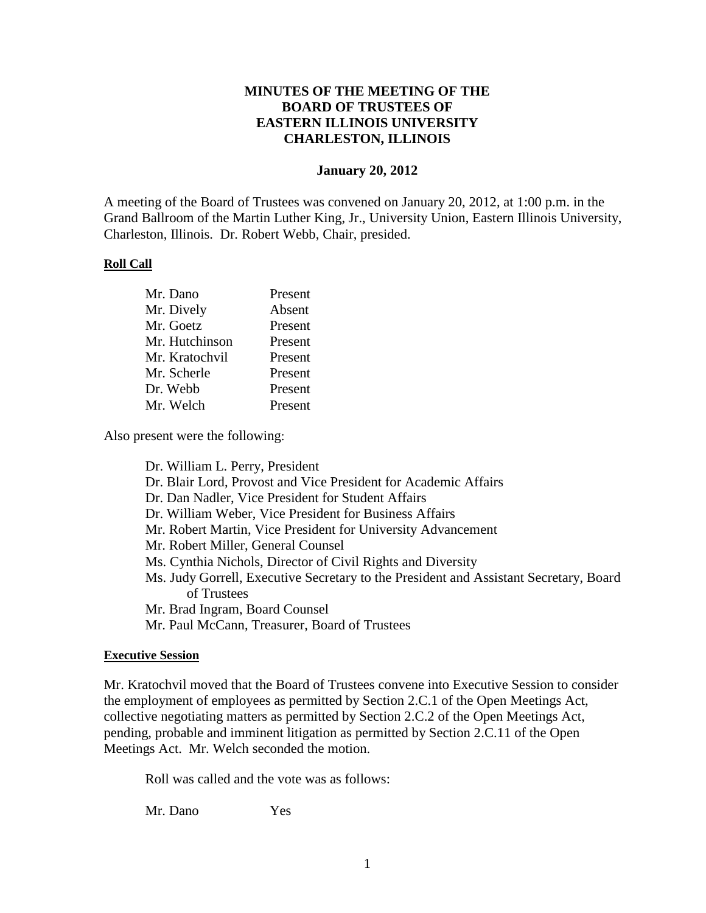# MINUTES OF THE MEETING OF THE BOARD OF TRUSTEES OF EASTERN ILLINOIS UNIVERSITY CHARLESTON, ILLINOIS

**January 20, 2012**

A meeting of the Board of Trustees was convened on January 20, 2012, at 1:00 p.m. in the Grand Ballroom of the Martin Luther King, Jr., University Union, Eastern Illinois University, Charleston, Illinois. Dr. Robert Webb, Chair, presided.

**Roll Call**

| | |
|---|---|
| Mr. Dano | Present |
| Mr. Dively | Absent |
| Mr. Goetz | Present |
| Mr. Hutchinson | Present |
| Mr. Kratochvil | Present |
| Mr. Scherle | Present |
| Dr. Webb | Present |
| Mr. Welch | Present |

Also present were the following:

- Dr. William L. Perry, President
- Dr. Blair Lord, Provost and Vice President for Academic Affairs
- Dr. Dan Nadler, Vice President for Student Affairs
- Dr. William Weber, Vice President for Business Affairs
- Mr. Robert Martin, Vice President for University Advancement
- Mr. Robert Miller, General Counsel
- Ms. Cynthia Nichols, Director of Civil Rights and Diversity
- Ms. Judy Gorrell, Executive Secretary to the President and Assistant Secretary, Board of Trustees
- Mr. Brad Ingram, Board Counsel
- Mr. Paul McCann, Treasurer, Board of Trustees

**Executive Session**

Mr. Kratochvil moved that the Board of Trustees convene into Executive Session to consider the employment of employees as permitted by Section 2.C.1 of the Open Meetings Act, collective negotiating matters as permitted by Section 2.C.2 of the Open Meetings Act, pending, probable and imminent litigation as permitted by Section 2.C.11 of the Open Meetings Act. Mr. Welch seconded the motion.

Roll was called and the vote was as follows:

| | |
|---|---|
| Mr. Dano | Yes |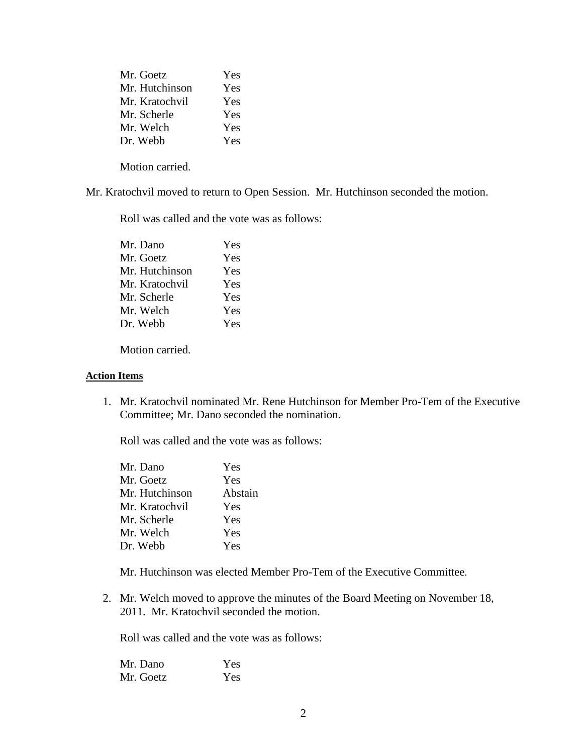| | |
|---|---|
| Mr. Goetz | Yes |
| Mr. Hutchinson | Yes |
| Mr. Kratochvil | Yes |
| Mr. Scherle | Yes |
| Mr. Welch | Yes |
| Dr. Webb | Yes |

Motion carried.

Mr. Kratochvil moved to return to Open Session. Mr. Hutchinson seconded the motion.

Roll was called and the vote was as follows:

| | |
|---|---|
| Mr. Dano | Yes |
| Mr. Goetz | Yes |
| Mr. Hutchinson | Yes |
| Mr. Kratochvil | Yes |
| Mr. Scherle | Yes |
| Mr. Welch | Yes |
| Dr. Webb | Yes |

Motion carried.

**Action Items**

1. Mr. Kratochvil nominated Mr. Rene Hutchinson for Member Pro-Tem of the Executive Committee; Mr. Dano seconded the nomination.

   Roll was called and the vote was as follows:

   | | |
   |---|---|
   | Mr. Dano | Yes |
   | Mr. Goetz | Yes |
   | Mr. Hutchinson | Abstain |
   | Mr. Kratochvil | Yes |
   | Mr. Scherle | Yes |
   | Mr. Welch | Yes |
   | Dr. Webb | Yes |

   Mr. Hutchinson was elected Member Pro-Tem of the Executive Committee.

2. Mr. Welch moved to approve the minutes of the Board Meeting on November 18, 2011. Mr. Kratochvil seconded the motion.

   Roll was called and the vote was as follows:

   | | |
   |---|---|
   | Mr. Dano | Yes |
   | Mr. Goetz | Yes |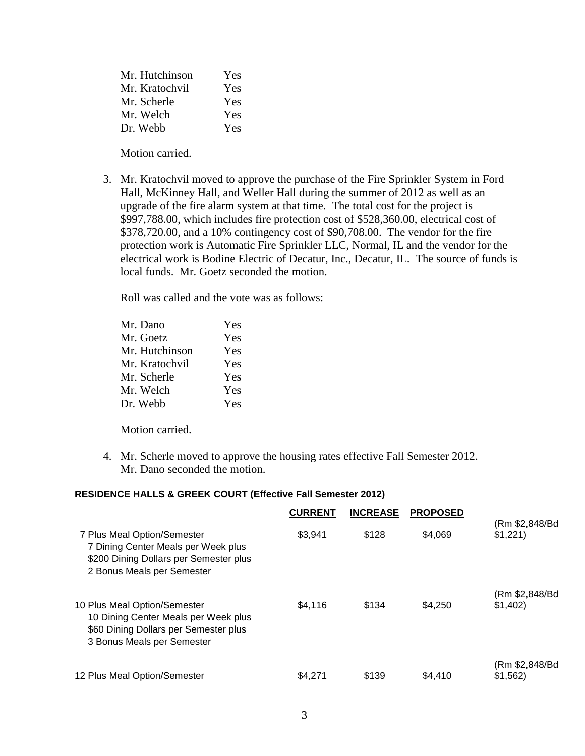| | |
|---|---|
| Mr. Hutchinson | Yes |
| Mr. Kratochvil | Yes |
| Mr. Scherle | Yes |
| Mr. Welch | Yes |
| Dr. Webb | Yes |

Motion carried.

3. Mr. Kratochvil moved to approve the purchase of the Fire Sprinkler System in Ford Hall, McKinney Hall, and Weller Hall during the summer of 2012 as well as an upgrade of the fire alarm system at that time. The total cost for the project is $997,788.00, which includes fire protection cost of $528,360.00, electrical cost of $378,720.00, and a 10% contingency cost of $90,708.00. The vendor for the fire protection work is Automatic Fire Sprinkler LLC, Normal, IL and the vendor for the electrical work is Bodine Electric of Decatur, Inc., Decatur, IL. The source of funds is local funds. Mr. Goetz seconded the motion.

   Roll was called and the vote was as follows:

| | |
|---|---|
| Mr. Dano | Yes |
| Mr. Goetz | Yes |
| Mr. Hutchinson | Yes |
| Mr. Kratochvil | Yes |
| Mr. Scherle | Yes |
| Mr. Welch | Yes |
| Dr. Webb | Yes |

   Motion carried.

4. Mr. Scherle moved to approve the housing rates effective Fall Semester 2012. Mr. Dano seconded the motion.

**RESIDENCE HALLS & GREEK COURT (Effective Fall Semester 2012)**

| | **CURRENT** | **INCREASE** | **PROPOSED** | |
|---|---|---|---|---|
| 7 Plus Meal Option/Semester<br>7 Dining Center Meals per Week plus<br>$200 Dining Dollars per Semester plus<br>2 Bonus Meals per Semester | $3,941 | $128 | $4,069 | (Rm $2,848/Bd $1,221) |
| 10 Plus Meal Option/Semester<br>10 Dining Center Meals per Week plus<br>$60 Dining Dollars per Semester plus<br>3 Bonus Meals per Semester | $4,116 | $134 | $4,250 | (Rm $2,848/Bd $1,402) |
| 12 Plus Meal Option/Semester | $4,271 | $139 | $4,410 | (Rm $2,848/Bd $1,562) |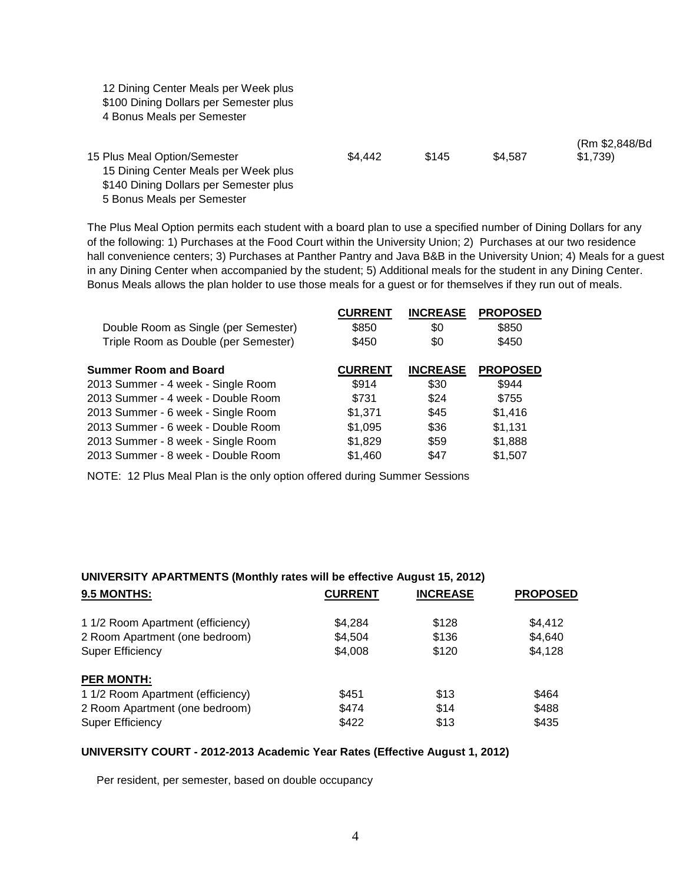12 Dining Center Meals per Week plus
$100 Dining Dollars per Semester plus
4 Bonus Meals per Semester

| | | | | |
|---|---|---|---|---|
| 15 Plus Meal Option/Semester | $4,442 | $145 | $4,587 | (Rm $2,848/Bd $1,739) |

15 Dining Center Meals per Week plus
$140 Dining Dollars per Semester plus
5 Bonus Meals per Semester

The Plus Meal Option permits each student with a board plan to use a specified number of Dining Dollars for any of the following: 1) Purchases at the Food Court within the University Union; 2) Purchases at our two residence hall convenience centers; 3) Purchases at Panther Pantry and Java B&B in the University Union; 4) Meals for a guest in any Dining Center when accompanied by the student; 5) Additional meals for the student in any Dining Center. Bonus Meals allows the plan holder to use those meals for a guest or for themselves if they run out of meals.

| | CURRENT | INCREASE | PROPOSED |
|---|---|---|---|
| Double Room as Single (per Semester) | $850 | $0 | $850 |
| Triple Room as Double (per Semester) | $450 | $0 | $450 |

| **Summer Room and Board** | CURRENT | INCREASE | PROPOSED |
|---|---|---|---|
| 2013 Summer - 4 week - Single Room | $914 | $30 | $944 |
| 2013 Summer - 4 week - Double Room | $731 | $24 | $755 |
| 2013 Summer - 6 week - Single Room | $1,371 | $45 | $1,416 |
| 2013 Summer - 6 week - Double Room | $1,095 | $36 | $1,131 |
| 2013 Summer - 8 week - Single Room | $1,829 | $59 | $1,888 |
| 2013 Summer - 8 week - Double Room | $1,460 | $47 | $1,507 |

NOTE: 12 Plus Meal Plan is the only option offered during Summer Sessions

**UNIVERSITY APARTMENTS (Monthly rates will be effective August 15, 2012)**

| **9.5 MONTHS:** | CURRENT | INCREASE | PROPOSED |
|---|---|---|---|
| 1 1/2 Room Apartment (efficiency) | $4,284 | $128 | $4,412 |
| 2 Room Apartment (one bedroom) | $4,504 | $136 | $4,640 |
| Super Efficiency | $4,008 | $120 | $4,128 |
| **PER MONTH:** | | | |
| 1 1/2 Room Apartment (efficiency) | $451 | $13 | $464 |
| 2 Room Apartment (one bedroom) | $474 | $14 | $488 |
| Super Efficiency | $422 | $13 | $435 |

**UNIVERSITY COURT - 2012-2013 Academic Year Rates (Effective August 1, 2012)**

Per resident, per semester, based on double occupancy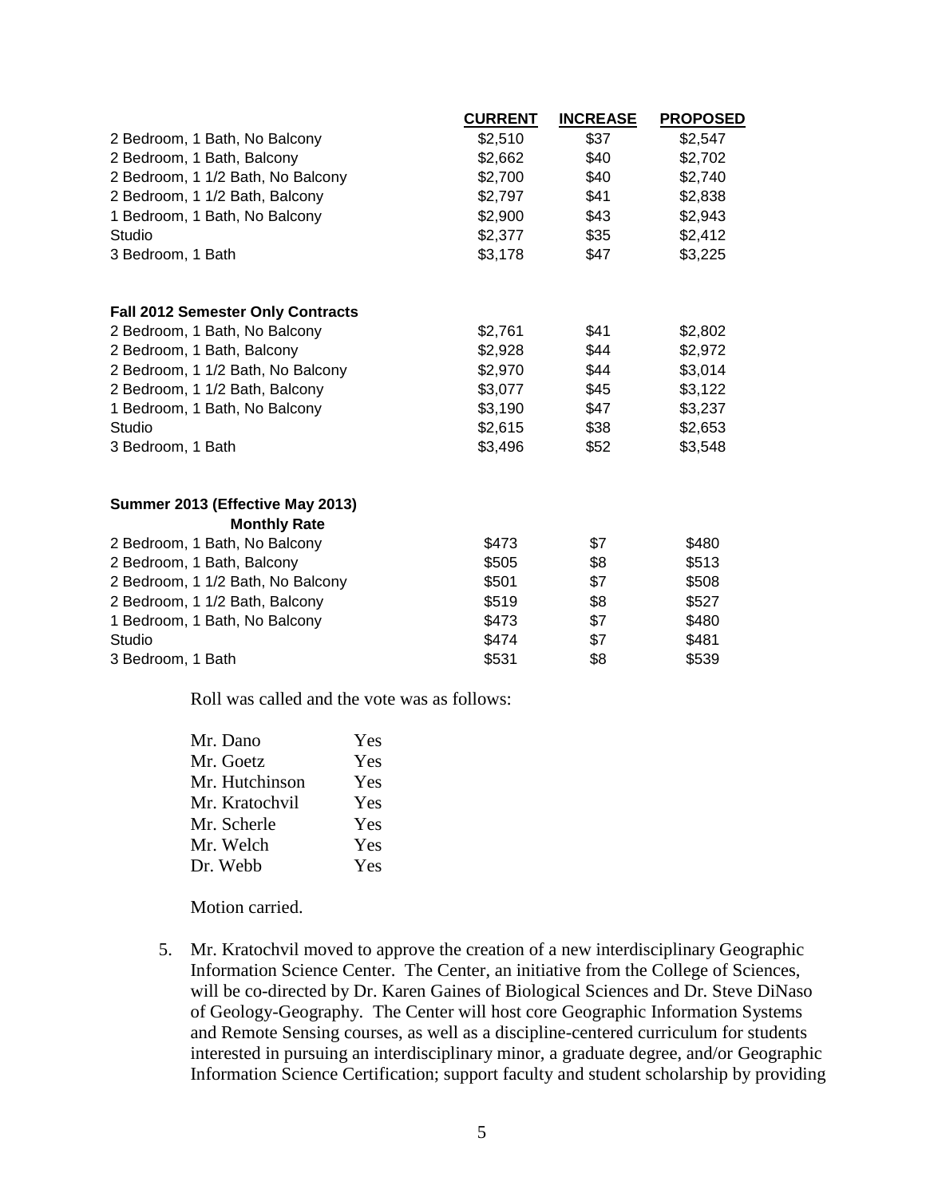| | CURRENT | INCREASE | PROPOSED |
|---|---|---|---|
| 2 Bedroom, 1 Bath, No Balcony | $2,510 | $37 | $2,547 |
| 2 Bedroom, 1 Bath, Balcony | $2,662 | $40 | $2,702 |
| 2 Bedroom, 1 1/2 Bath, No Balcony | $2,700 | $40 | $2,740 |
| 2 Bedroom, 1 1/2 Bath, Balcony | $2,797 | $41 | $2,838 |
| 1 Bedroom, 1 Bath, No Balcony | $2,900 | $43 | $2,943 |
| Studio | $2,377 | $35 | $2,412 |
| 3 Bedroom, 1 Bath | $3,178 | $47 | $3,225 |
| | | | |
| **Fall 2012 Semester Only Contracts** | | | |
| 2 Bedroom, 1 Bath, No Balcony | $2,761 | $41 | $2,802 |
| 2 Bedroom, 1 Bath, Balcony | $2,928 | $44 | $2,972 |
| 2 Bedroom, 1 1/2 Bath, No Balcony | $2,970 | $44 | $3,014 |
| 2 Bedroom, 1 1/2 Bath, Balcony | $3,077 | $45 | $3,122 |
| 1 Bedroom, 1 Bath, No Balcony | $3,190 | $47 | $3,237 |
| Studio | $2,615 | $38 | $2,653 |
| 3 Bedroom, 1 Bath | $3,496 | $52 | $3,548 |
| | | | |
| **Summer 2013 (Effective May 2013) Monthly Rate** | | | |
| 2 Bedroom, 1 Bath, No Balcony | $473 | $7 | $480 |
| 2 Bedroom, 1 Bath, Balcony | $505 | $8 | $513 |
| 2 Bedroom, 1 1/2 Bath, No Balcony | $501 | $7 | $508 |
| 2 Bedroom, 1 1/2 Bath, Balcony | $519 | $8 | $527 |
| 1 Bedroom, 1 Bath, No Balcony | $473 | $7 | $480 |
| Studio | $474 | $7 | $481 |
| 3 Bedroom, 1 Bath | $531 | $8 | $539 |

Roll was called and the vote was as follows:

| | |
|---|---|
| Mr. Dano | Yes |
| Mr. Goetz | Yes |
| Mr. Hutchinson | Yes |
| Mr. Kratochvil | Yes |
| Mr. Scherle | Yes |
| Mr. Welch | Yes |
| Dr. Webb | Yes |

Motion carried.

5. Mr. Kratochvil moved to approve the creation of a new interdisciplinary Geographic Information Science Center. The Center, an initiative from the College of Sciences, will be co-directed by Dr. Karen Gaines of Biological Sciences and Dr. Steve DiNaso of Geology-Geography. The Center will host core Geographic Information Systems and Remote Sensing courses, as well as a discipline-centered curriculum for students interested in pursuing an interdisciplinary minor, a graduate degree, and/or Geographic Information Science Certification; support faculty and student scholarship by providing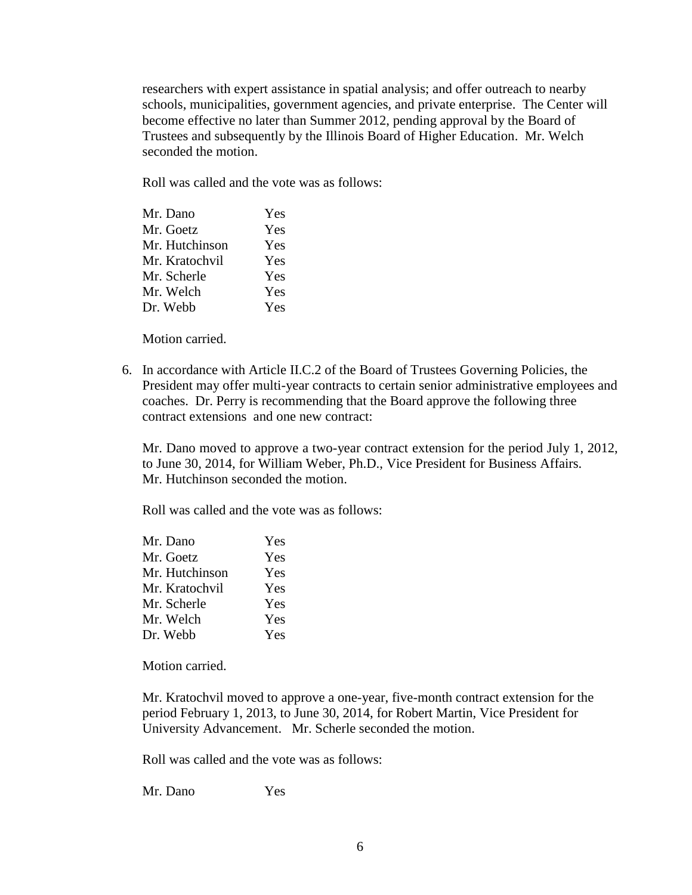researchers with expert assistance in spatial analysis; and offer outreach to nearby schools, municipalities, government agencies, and private enterprise. The Center will become effective no later than Summer 2012, pending approval by the Board of Trustees and subsequently by the Illinois Board of Higher Education. Mr. Welch seconded the motion.

Roll was called and the vote was as follows:

| | |
|---|---|
| Mr. Dano | Yes |
| Mr. Goetz | Yes |
| Mr. Hutchinson | Yes |
| Mr. Kratochvil | Yes |
| Mr. Scherle | Yes |
| Mr. Welch | Yes |
| Dr. Webb | Yes |

Motion carried.

6. In accordance with Article II.C.2 of the Board of Trustees Governing Policies, the President may offer multi-year contracts to certain senior administrative employees and coaches. Dr. Perry is recommending that the Board approve the following three contract extensions and one new contract:

   Mr. Dano moved to approve a two-year contract extension for the period July 1, 2012, to June 30, 2014, for William Weber, Ph.D., Vice President for Business Affairs. Mr. Hutchinson seconded the motion.

   Roll was called and the vote was as follows:

   | | |
   |---|---|
   | Mr. Dano | Yes |
   | Mr. Goetz | Yes |
   | Mr. Hutchinson | Yes |
   | Mr. Kratochvil | Yes |
   | Mr. Scherle | Yes |
   | Mr. Welch | Yes |
   | Dr. Webb | Yes |

   Motion carried.

   Mr. Kratochvil moved to approve a one-year, five-month contract extension for the period February 1, 2013, to June 30, 2014, for Robert Martin, Vice President for University Advancement. Mr. Scherle seconded the motion.

   Roll was called and the vote was as follows:

   | | |
   |---|---|
   | Mr. Dano | Yes |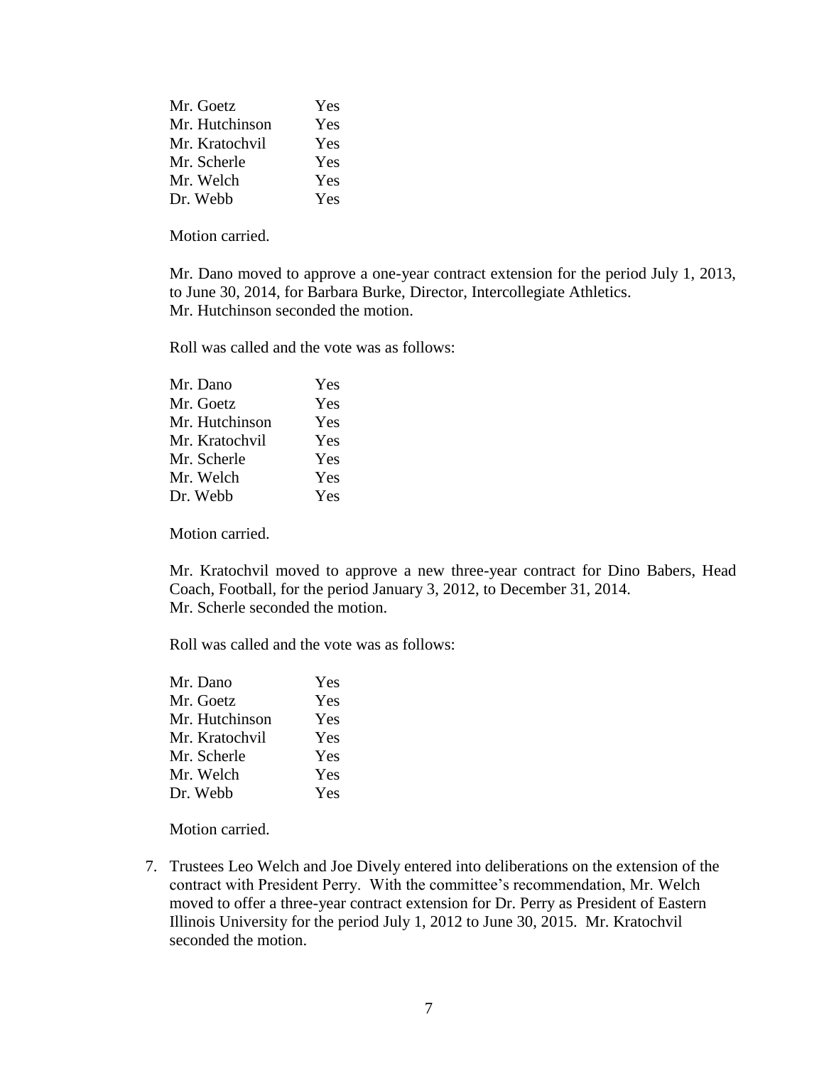| | |
|---|---|
| Mr. Goetz | Yes |
| Mr. Hutchinson | Yes |
| Mr. Kratochvil | Yes |
| Mr. Scherle | Yes |
| Mr. Welch | Yes |
| Dr. Webb | Yes |

Motion carried.

Mr. Dano moved to approve a one-year contract extension for the period July 1, 2013, to June 30, 2014, for Barbara Burke, Director, Intercollegiate Athletics. Mr. Hutchinson seconded the motion.

Roll was called and the vote was as follows:

| | |
|---|---|
| Mr. Dano | Yes |
| Mr. Goetz | Yes |
| Mr. Hutchinson | Yes |
| Mr. Kratochvil | Yes |
| Mr. Scherle | Yes |
| Mr. Welch | Yes |
| Dr. Webb | Yes |

Motion carried.

Mr. Kratochvil moved to approve a new three-year contract for Dino Babers, Head Coach, Football, for the period January 3, 2012, to December 31, 2014. Mr. Scherle seconded the motion.

Roll was called and the vote was as follows:

| | |
|---|---|
| Mr. Dano | Yes |
| Mr. Goetz | Yes |
| Mr. Hutchinson | Yes |
| Mr. Kratochvil | Yes |
| Mr. Scherle | Yes |
| Mr. Welch | Yes |
| Dr. Webb | Yes |

Motion carried.

7. Trustees Leo Welch and Joe Dively entered into deliberations on the extension of the contract with President Perry. With the committee's recommendation, Mr. Welch moved to offer a three-year contract extension for Dr. Perry as President of Eastern Illinois University for the period July 1, 2012 to June 30, 2015. Mr. Kratochvil seconded the motion.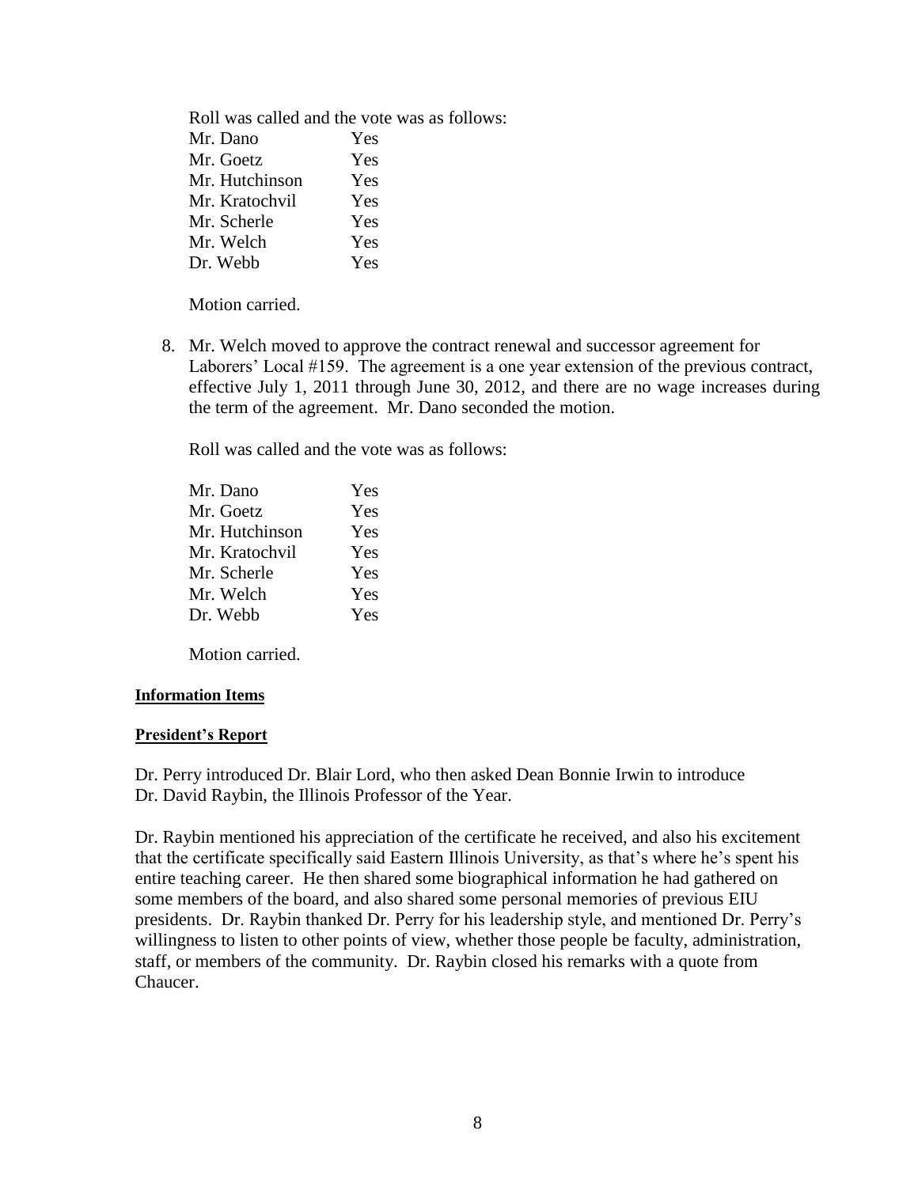Roll was called and the vote was as follows:

| | |
|---|---|
| Mr. Dano | Yes |
| Mr. Goetz | Yes |
| Mr. Hutchinson | Yes |
| Mr. Kratochvil | Yes |
| Mr. Scherle | Yes |
| Mr. Welch | Yes |
| Dr. Webb | Yes |

Motion carried.

8. Mr. Welch moved to approve the contract renewal and successor agreement for Laborers' Local #159. The agreement is a one year extension of the previous contract, effective July 1, 2011 through June 30, 2012, and there are no wage increases during the term of the agreement. Mr. Dano seconded the motion.

   Roll was called and the vote was as follows:

   | | |
   |---|---|
   | Mr. Dano | Yes |
   | Mr. Goetz | Yes |
   | Mr. Hutchinson | Yes |
   | Mr. Kratochvil | Yes |
   | Mr. Scherle | Yes |
   | Mr. Welch | Yes |
   | Dr. Webb | Yes |

   Motion carried.

**Information Items**

**President's Report**

Dr. Perry introduced Dr. Blair Lord, who then asked Dean Bonnie Irwin to introduce Dr. David Raybin, the Illinois Professor of the Year.

Dr. Raybin mentioned his appreciation of the certificate he received, and also his excitement that the certificate specifically said Eastern Illinois University, as that's where he's spent his entire teaching career. He then shared some biographical information he had gathered on some members of the board, and also shared some personal memories of previous EIU presidents. Dr. Raybin thanked Dr. Perry for his leadership style, and mentioned Dr. Perry's willingness to listen to other points of view, whether those people be faculty, administration, staff, or members of the community. Dr. Raybin closed his remarks with a quote from Chaucer.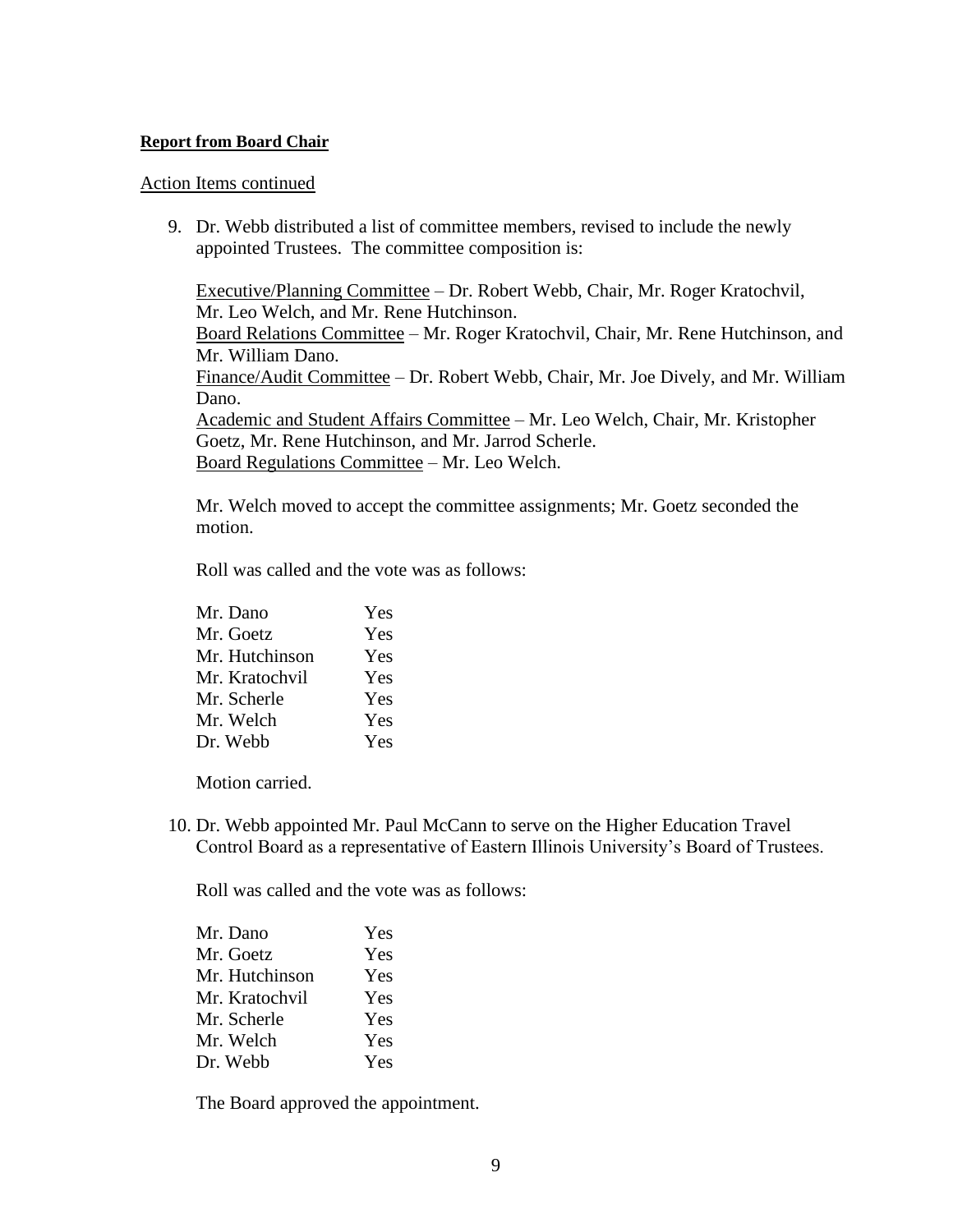**Report from Board Chair**

Action Items continued

9. Dr. Webb distributed a list of committee members, revised to include the newly appointed Trustees. The committee composition is:

   Executive/Planning Committee – Dr. Robert Webb, Chair, Mr. Roger Kratochvil, Mr. Leo Welch, and Mr. Rene Hutchinson.
   Board Relations Committee – Mr. Roger Kratochvil, Chair, Mr. Rene Hutchinson, and Mr. William Dano.
   Finance/Audit Committee – Dr. Robert Webb, Chair, Mr. Joe Dively, and Mr. William Dano.
   Academic and Student Affairs Committee – Mr. Leo Welch, Chair, Mr. Kristopher Goetz, Mr. Rene Hutchinson, and Mr. Jarrod Scherle.
   Board Regulations Committee – Mr. Leo Welch.

   Mr. Welch moved to accept the committee assignments; Mr. Goetz seconded the motion.

   Roll was called and the vote was as follows:

   | | |
   |---|---|
   | Mr. Dano | Yes |
   | Mr. Goetz | Yes |
   | Mr. Hutchinson | Yes |
   | Mr. Kratochvil | Yes |
   | Mr. Scherle | Yes |
   | Mr. Welch | Yes |
   | Dr. Webb | Yes |

   Motion carried.

10. Dr. Webb appointed Mr. Paul McCann to serve on the Higher Education Travel Control Board as a representative of Eastern Illinois University's Board of Trustees.

    Roll was called and the vote was as follows:

    | | |
    |---|---|
    | Mr. Dano | Yes |
    | Mr. Goetz | Yes |
    | Mr. Hutchinson | Yes |
    | Mr. Kratochvil | Yes |
    | Mr. Scherle | Yes |
    | Mr. Welch | Yes |
    | Dr. Webb | Yes |

    The Board approved the appointment.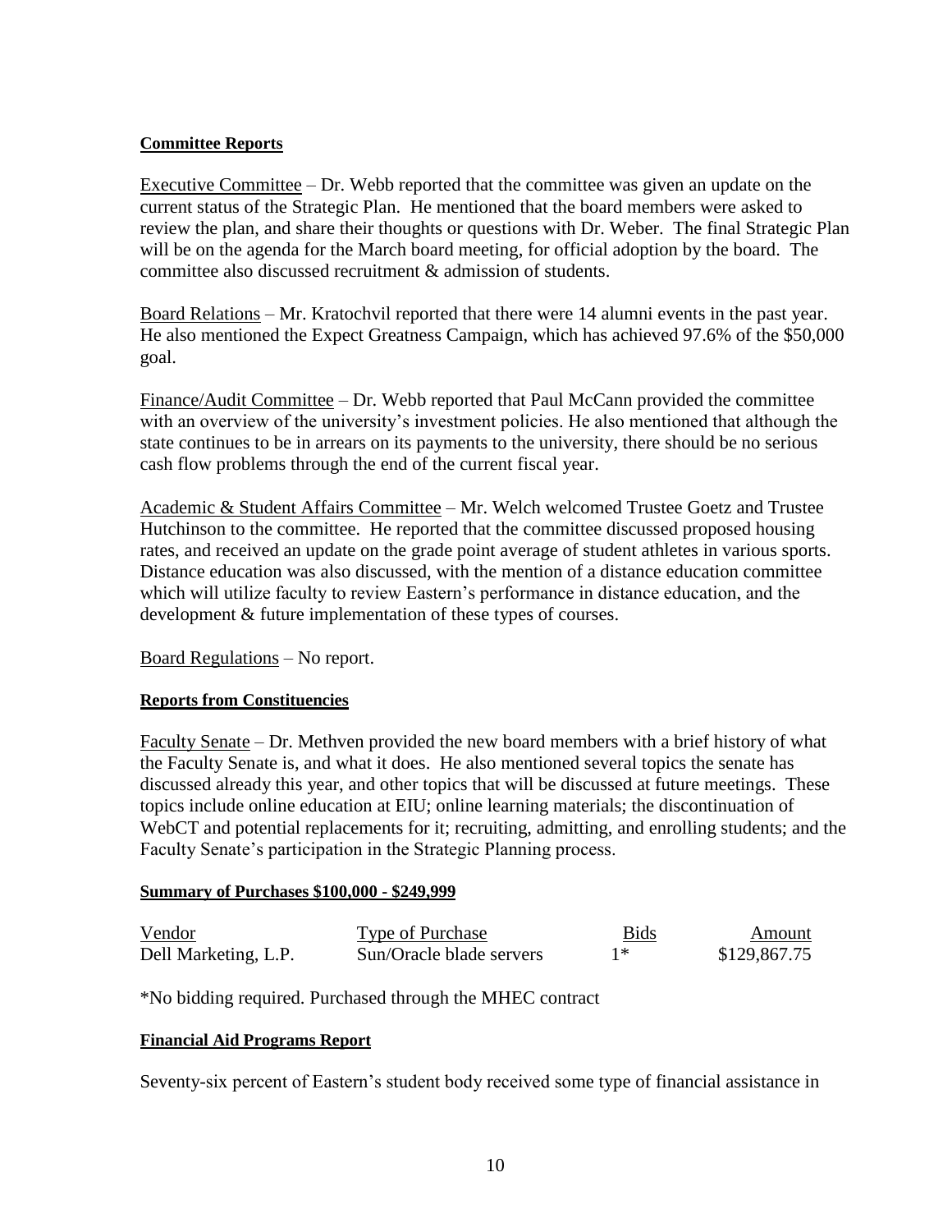**Committee Reports**

Executive Committee – Dr. Webb reported that the committee was given an update on the current status of the Strategic Plan. He mentioned that the board members were asked to review the plan, and share their thoughts or questions with Dr. Weber. The final Strategic Plan will be on the agenda for the March board meeting, for official adoption by the board. The committee also discussed recruitment & admission of students.

Board Relations – Mr. Kratochvil reported that there were 14 alumni events in the past year. He also mentioned the Expect Greatness Campaign, which has achieved 97.6% of the $50,000 goal.

Finance/Audit Committee – Dr. Webb reported that Paul McCann provided the committee with an overview of the university's investment policies. He also mentioned that although the state continues to be in arrears on its payments to the university, there should be no serious cash flow problems through the end of the current fiscal year.

Academic & Student Affairs Committee – Mr. Welch welcomed Trustee Goetz and Trustee Hutchinson to the committee. He reported that the committee discussed proposed housing rates, and received an update on the grade point average of student athletes in various sports. Distance education was also discussed, with the mention of a distance education committee which will utilize faculty to review Eastern's performance in distance education, and the development & future implementation of these types of courses.

Board Regulations – No report.

**Reports from Constituencies**

Faculty Senate – Dr. Methven provided the new board members with a brief history of what the Faculty Senate is, and what it does. He also mentioned several topics the senate has discussed already this year, and other topics that will be discussed at future meetings. These topics include online education at EIU; online learning materials; the discontinuation of WebCT and potential replacements for it; recruiting, admitting, and enrolling students; and the Faculty Senate's participation in the Strategic Planning process.

**Summary of Purchases $100,000 - $249,999**

| Vendor | Type of Purchase | Bids | Amount |
|---|---|---|---|
| Dell Marketing, L.P. | Sun/Oracle blade servers | 1* | $129,867.75 |

*No bidding required. Purchased through the MHEC contract

**Financial Aid Programs Report**

Seventy-six percent of Eastern's student body received some type of financial assistance in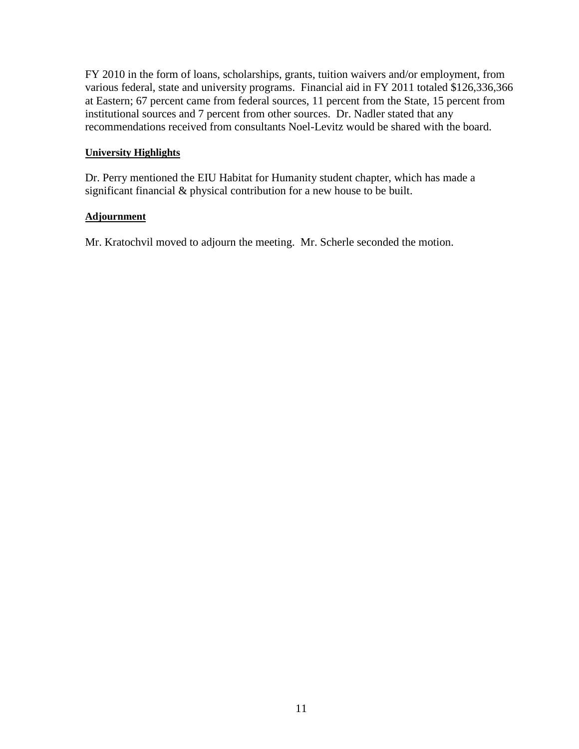FY 2010 in the form of loans, scholarships, grants, tuition waivers and/or employment, from various federal, state and university programs. Financial aid in FY 2011 totaled $126,336,366 at Eastern; 67 percent came from federal sources, 11 percent from the State, 15 percent from institutional sources and 7 percent from other sources. Dr. Nadler stated that any recommendations received from consultants Noel-Levitz would be shared with the board.

**University Highlights**

Dr. Perry mentioned the EIU Habitat for Humanity student chapter, which has made a significant financial & physical contribution for a new house to be built.

**Adjournment**

Mr. Kratochvil moved to adjourn the meeting. Mr. Scherle seconded the motion.